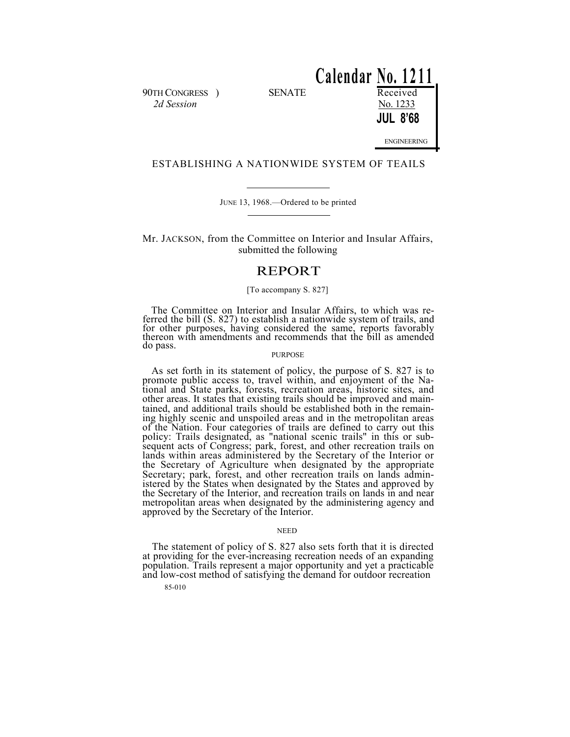Calendar No. 1211

90TH CONGRESS )
*2d Session*

SENATE

Received
No. 1233
**JUL 8'68**
ENGINEERING

# ESTABLISHING A NATIONWIDE SYSTEM OF TEAILS

JUNE 13, 1968.—Ordered to be printed

Mr. JACKSON, from the Committee on Interior and Insular Affairs, submitted the following

## REPORT

[To accompany S. 827]

The Committee on Interior and Insular Affairs, to which was referred the bill (S. 827) to establish a nationwide system of trails, and for other purposes, having considered the same, reports favorably thereon with amendments and recommends that the bill as amended do pass.

### PURPOSE

As set forth in its statement of policy, the purpose of S. 827 is to promote public access to, travel within, and enjoyment of the National and State parks, forests, recreation areas, historic sites, and other areas. It states that existing trails should be improved and maintained, and additional trails should be established both in the remaining highly scenic and unspoiled areas and in the metropolitan areas of the Nation. Four categories of trails are defined to carry out this policy: Trails designated, as "national scenic trails" in this or subsequent acts of Congress; park, forest, and other recreation trails on lands within areas administered by the Secretary of the Interior or the Secretary of Agriculture when designated by the appropriate Secretary; park, forest, and other recreation trails on lands administered by the States when designated by the States and approved by the Secretary of the Interior, and recreation trails on lands in and near metropolitan areas when designated by the administering agency and approved by the Secretary of the Interior.

### NEED

The statement of policy of S. 827 also sets forth that it is directed at providing for the ever-increasing recreation needs of an expanding population. Trails represent a major opportunity and yet a practicable and low-cost method of satisfying the demand for outdoor recreation

85-010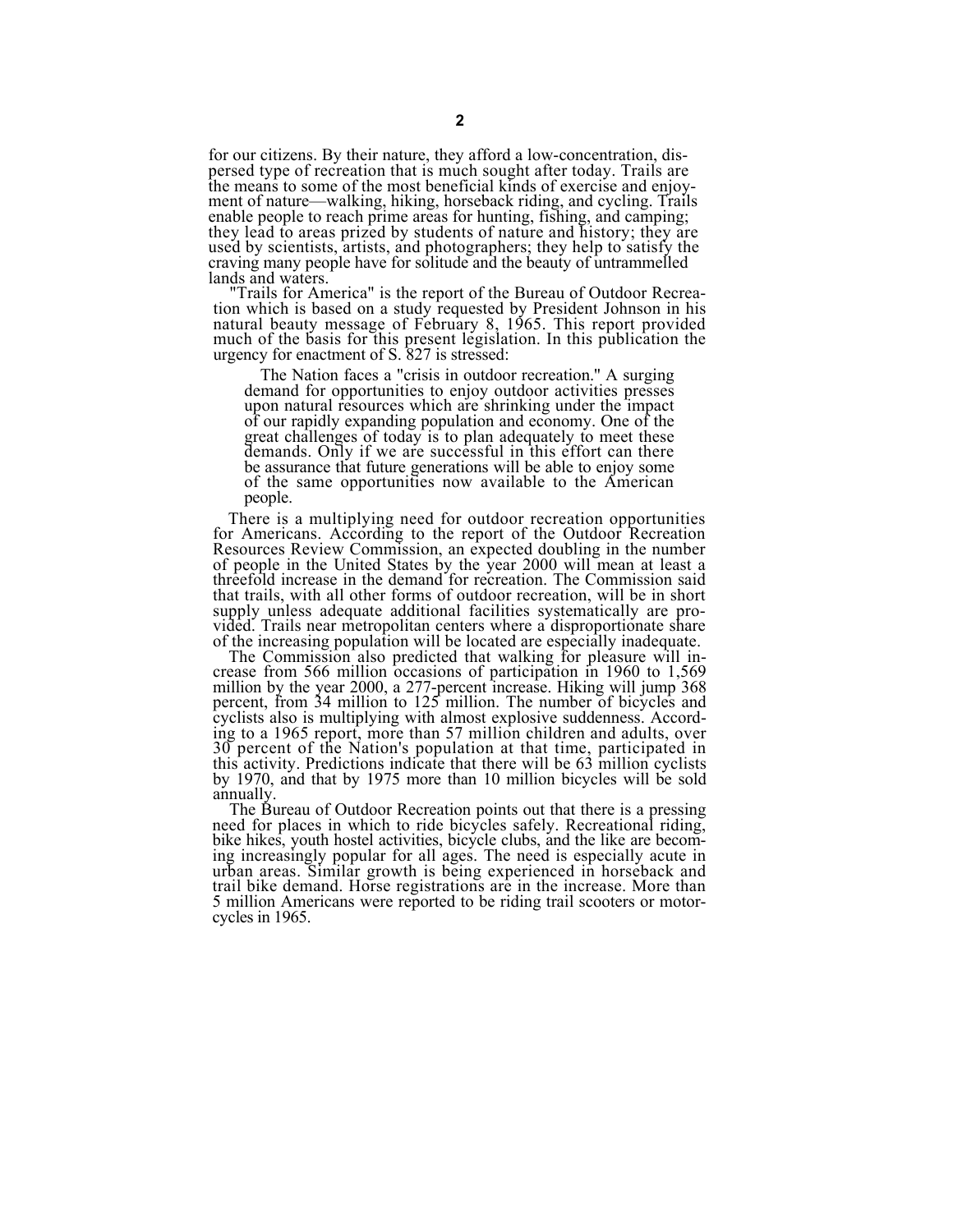for our citizens. By their nature, they afford a low-concentration, dispersed type of recreation that is much sought after today. Trails are the means to some of the most beneficial kinds of exercise and enjoyment of nature—walking, hiking, horseback riding, and cycling. Trails enable people to reach prime areas for hunting, fishing, and camping; they lead to areas prized by students of nature and history; they are used by scientists, artists, and photographers; they help to satisfy the craving many people have for solitude and the beauty of untrammelled lands and waters.

"Trails for America" is the report of the Bureau of Outdoor Recreation which is based on a study requested by President Johnson in his natural beauty message of February 8, 1965. This report provided much of the basis for this present legislation. In this publication the urgency for enactment of S. 827 is stressed:

> The Nation faces a "crisis in outdoor recreation." A surging demand for opportunities to enjoy outdoor activities presses upon natural resources which are shrinking under the impact of our rapidly expanding population and economy. One of the great challenges of today is to plan adequately to meet these demands. Only if we are successful in this effort can there be assurance that future generations will be able to enjoy some of the same opportunities now available to the American people.

There is a multiplying need for outdoor recreation opportunities for Americans. According to the report of the Outdoor Recreation Resources Review Commission, an expected doubling in the number of people in the United States by the year 2000 will mean at least a threefold increase in the demand for recreation. The Commission said that trails, with all other forms of outdoor recreation, will be in short supply unless adequate additional facilities systematically are provided. Trails near metropolitan centers where a disproportionate share of the increasing population will be located are especially inadequate.

The Commission also predicted that walking for pleasure will increase from 566 million occasions of participation in 1960 to 1,569 million by the year 2000, a 277-percent increase. Hiking will jump 368 percent, from 34 million to 125 million. The number of bicycles and cyclists also is multiplying with almost explosive suddenness. According to a 1965 report, more than 57 million children and adults, over 30 percent of the Nation's population at that time, participated in this activity. Predictions indicate that there will be 63 million cyclists by 1970, and that by 1975 more than 10 million bicycles will be sold annually.

The Bureau of Outdoor Recreation points out that there is a pressing need for places in which to ride bicycles safely. Recreational riding, bike hikes, youth hostel activities, bicycle clubs, and the like are becoming increasingly popular for all ages. The need is especially acute in urban areas. Similar growth is being experienced in horseback and trail bike demand. Horse registrations are in the increase. More than 5 million Americans were reported to be riding trail scooters or motorcycles in 1965.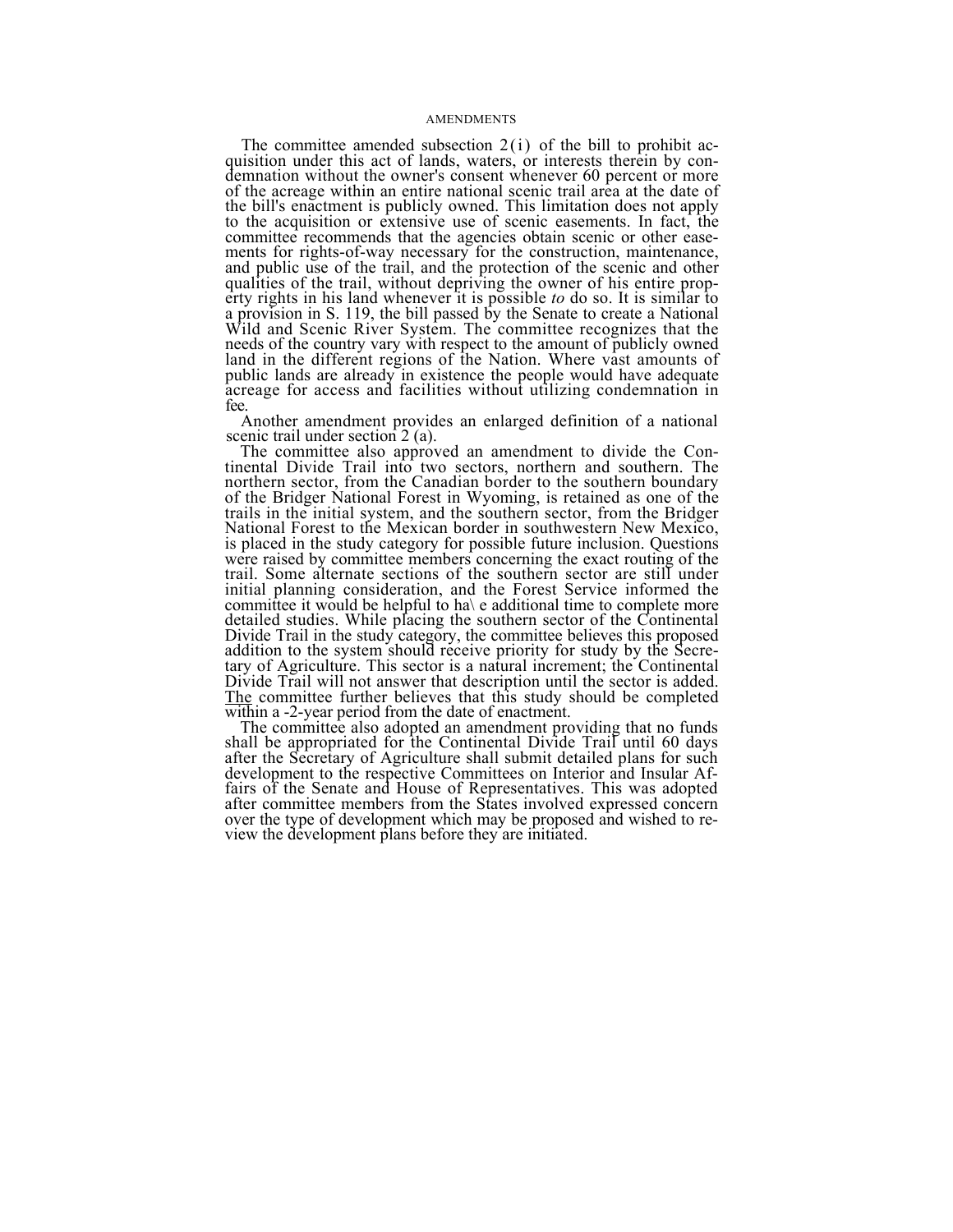## AMENDMENTS

The committee amended subsection 2(i) of the bill to prohibit acquisition under this act of lands, waters, or interests therein by condemnation without the owner's consent whenever 60 percent or more of the acreage within an entire national scenic trail area at the date of the bill's enactment is publicly owned. This limitation does not apply to the acquisition or extensive use of scenic easements. In fact, the committee recommends that the agencies obtain scenic or other easements for rights-of-way necessary for the construction, maintenance, and public use of the trail, and the protection of the scenic and other qualities of the trail, without depriving the owner of his entire property rights in his land whenever it is possible *to* do so. It is similar to a provision in S. 119, the bill passed by the Senate to create a National Wild and Scenic River System. The committee recognizes that the needs of the country vary with respect to the amount of publicly owned land in the different regions of the Nation. Where vast amounts of public lands are already in existence the people would have adequate acreage for access and facilities without utilizing condemnation in fee.

Another amendment provides an enlarged definition of a national scenic trail under section 2 (a).

The committee also approved an amendment to divide the Continental Divide Trail into two sectors, northern and southern. The northern sector, from the Canadian border to the southern boundary of the Bridger National Forest in Wyoming, is retained as one of the trails in the initial system, and the southern sector, from the Bridger National Forest to the Mexican border in southwestern New Mexico, is placed in the study category for possible future inclusion. Questions were raised by committee members concerning the exact routing of the trail. Some alternate sections of the southern sector are still under initial planning consideration, and the Forest Service informed the committee it would be helpful to ha\ e additional time to complete more detailed studies. While placing the southern sector of the Continental Divide Trail in the study category, the committee believes this proposed addition to the system should receive priority for study by the Secretary of Agriculture. This sector is a natural increment; the Continental Divide Trail will not answer that description until the sector is added. The committee further believes that this study should be completed within a -2-year period from the date of enactment.

The committee also adopted an amendment providing that no funds shall be appropriated for the Continental Divide Trail until 60 days after the Secretary of Agriculture shall submit detailed plans for such development to the respective Committees on Interior and Insular Affairs of the Senate and House of Representatives. This was adopted after committee members from the States involved expressed concern over the type of development which may be proposed and wished to review the development plans before they are initiated.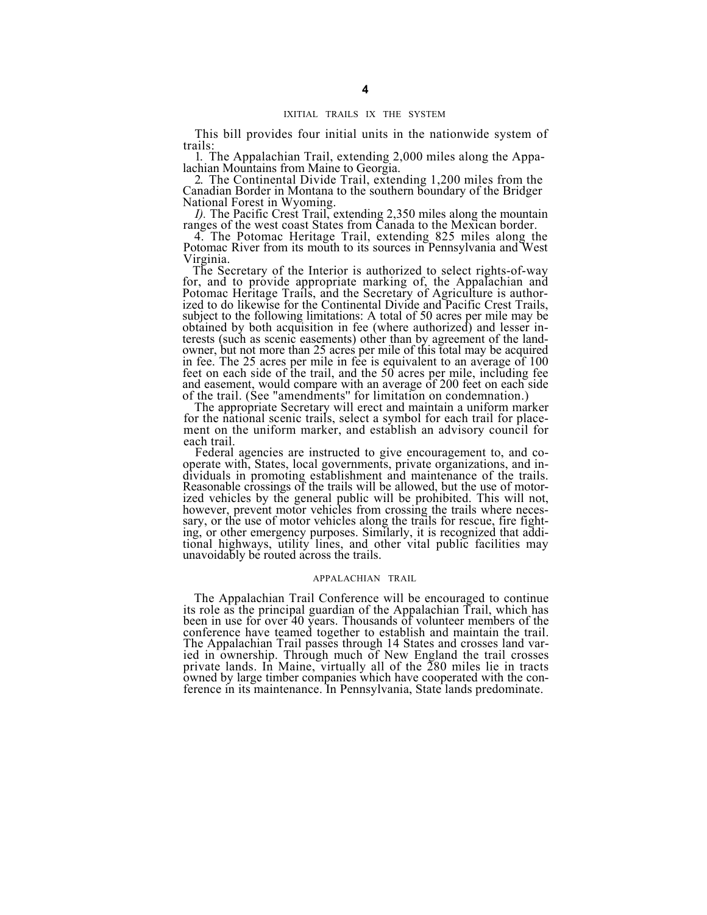## IXITIAL TRAILS IX THE SYSTEM

This bill provides four initial units in the nationwide system of trails:

1. The Appalachian Trail, extending 2,000 miles along the Appalachian Mountains from Maine to Georgia.
2. The Continental Divide Trail, extending 1,200 miles from the Canadian Border in Montana to the southern boundary of the Bridger National Forest in Wyoming.

*I).* The Pacific Crest Trail, extending 2,350 miles along the mountain ranges of the west coast States from Canada to the Mexican border.

4. The Potomac Heritage Trail, extending 825 miles along the Potomac River from its mouth to its sources in Pennsylvania and West Virginia.

The Secretary of the Interior is authorized to select rights-of-way for, and to provide appropriate marking of, the Appalachian and Potomac Heritage Trails, and the Secretary of Agriculture is authorized to do likewise for the Continental Divide and Pacific Crest Trails, subject to the following limitations: A total of 50 acres per mile may be obtained by both acquisition in fee (where authorized) and lesser interests (such as scenic easements) other than by agreement of the landowner, but not more than 25 acres per mile of this total may be acquired in fee. The 25 acres per mile in fee is equivalent to an average of 100 feet on each side of the trail, and the 50 acres per mile, including fee and easement, would compare with an average of 200 feet on each side of the trail. (See "amendments" for limitation on condemnation.)

The appropriate Secretary will erect and maintain a uniform marker for the national scenic trails, select a symbol for each trail for placement on the uniform marker, and establish an advisory council for each trail.

Federal agencies are instructed to give encouragement to, and cooperate with, States, local governments, private organizations, and individuals in promoting establishment and maintenance of the trails. Reasonable crossings of the trails will be allowed, but the use of motorized vehicles by the general public will be prohibited. This will not, however, prevent motor vehicles from crossing the trails where necessary, or the use of motor vehicles along the trails for rescue, fire fighting, or other emergency purposes. Similarly, it is recognized that additional highways, utility lines, and other vital public facilities may unavoidably be routed across the trails.

## APPALACHIAN TRAIL

The Appalachian Trail Conference will be encouraged to continue its role as the principal guardian of the Appalachian Trail, which has been in use for over 40 years. Thousands of volunteer members of the conference have teamed together to establish and maintain the trail. The Appalachian Trail passes through 14 States and crosses land varied in ownership. Through much of New England the trail crosses private lands. In Maine, virtually all of the 280 miles lie in tracts owned by large timber companies which have cooperated with the conference in its maintenance. In Pennsylvania, State lands predominate.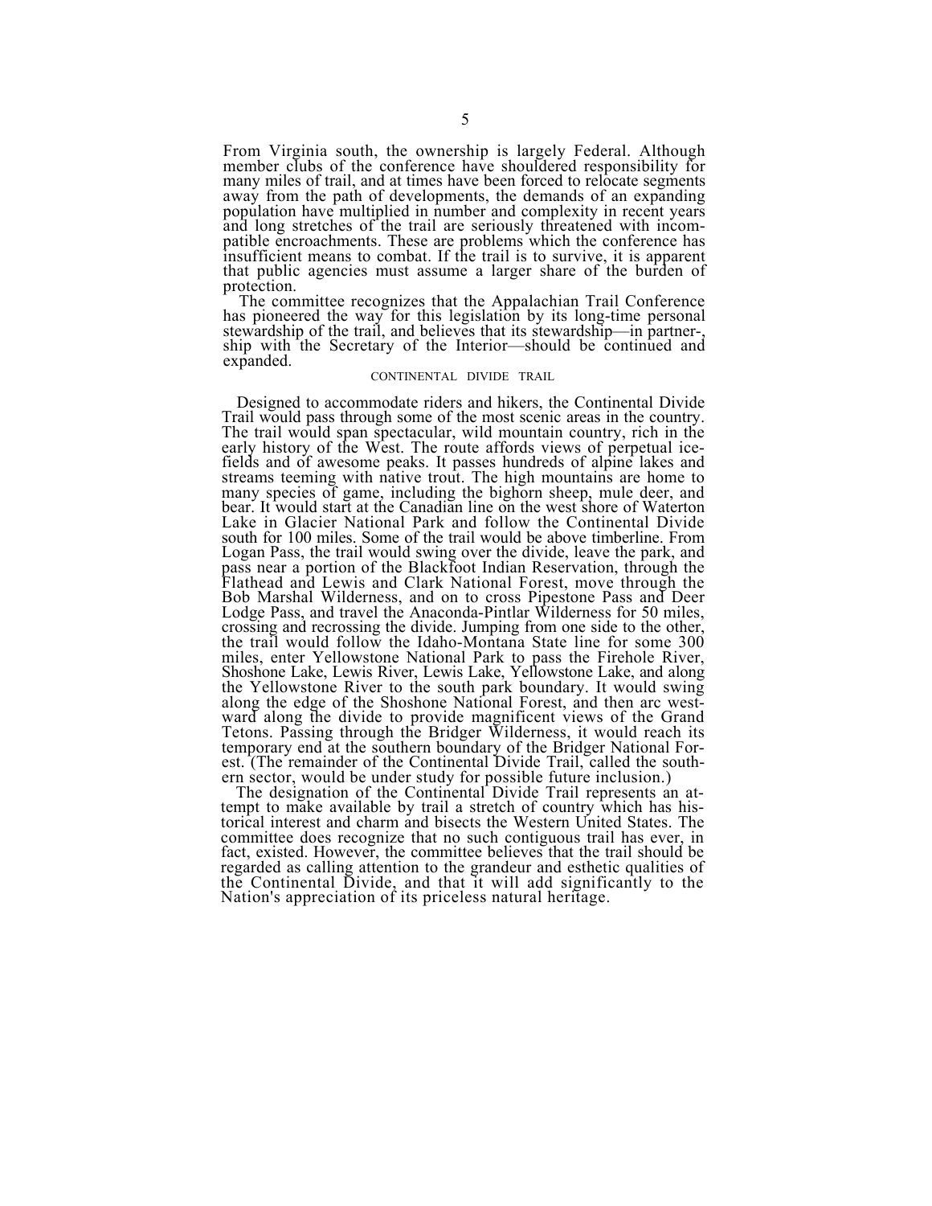From Virginia south, the ownership is largely Federal. Although member clubs of the conference have shouldered responsibility for many miles of trail, and at times have been forced to relocate segments away from the path of developments, the demands of an expanding population have multiplied in number and complexity in recent years and long stretches of the trail are seriously threatened with incompatible encroachments. These are problems which the conference has insufficient means to combat. If the trail is to survive, it is apparent that public agencies must assume a larger share of the burden of protection.

The committee recognizes that the Appalachian Trail Conference has pioneered the way for this legislation by its long-time personal stewardship of the trail, and believes that its stewardship—in partnership with the Secretary of the Interior—should be continued and expanded.

## CONTINENTAL DIVIDE TRAIL

Designed to accommodate riders and hikers, the Continental Divide Trail would pass through some of the most scenic areas in the country. The trail would span spectacular, wild mountain country, rich in the early history of the West. The route affords views of perpetual icefields and of awesome peaks. It passes hundreds of alpine lakes and streams teeming with native trout. The high mountains are home to many species of game, including the bighorn sheep, mule deer, and bear. It would start at the Canadian line on the west shore of Waterton Lake in Glacier National Park and follow the Continental Divide south for 100 miles. Some of the trail would be above timberline. From Logan Pass, the trail would swing over the divide, leave the park, and pass near a portion of the Blackfoot Indian Reservation, through the Flathead and Lewis and Clark National Forest, move through the Bob Marshal Wilderness, and on to cross Pipestone Pass and Deer Lodge Pass, and travel the Anaconda-Pintlar Wilderness for 50 miles, crossing and recrossing the divide. Jumping from one side to the other, the trail would follow the Idaho-Montana State line for some 300 miles, enter Yellowstone National Park to pass the Firehole River, Shoshone Lake, Lewis River, Lewis Lake, Yellowstone Lake, and along the Yellowstone River to the south park boundary. It would swing along the edge of the Shoshone National Forest, and then arc westward along the divide to provide magnificent views of the Grand Tetons. Passing through the Bridger Wilderness, it would reach its temporary end at the southern boundary of the Bridger National Forest. (The remainder of the Continental Divide Trail, called the southern sector, would be under study for possible future inclusion.)

The designation of the Continental Divide Trail represents an attempt to make available by trail a stretch of country which has historical interest and charm and bisects the Western United States. The committee does recognize that no such contiguous trail has ever, in fact, existed. However, the committee believes that the trail should be regarded as calling attention to the grandeur and esthetic qualities of the Continental Divide, and that it will add significantly to the Nation's appreciation of its priceless natural heritage.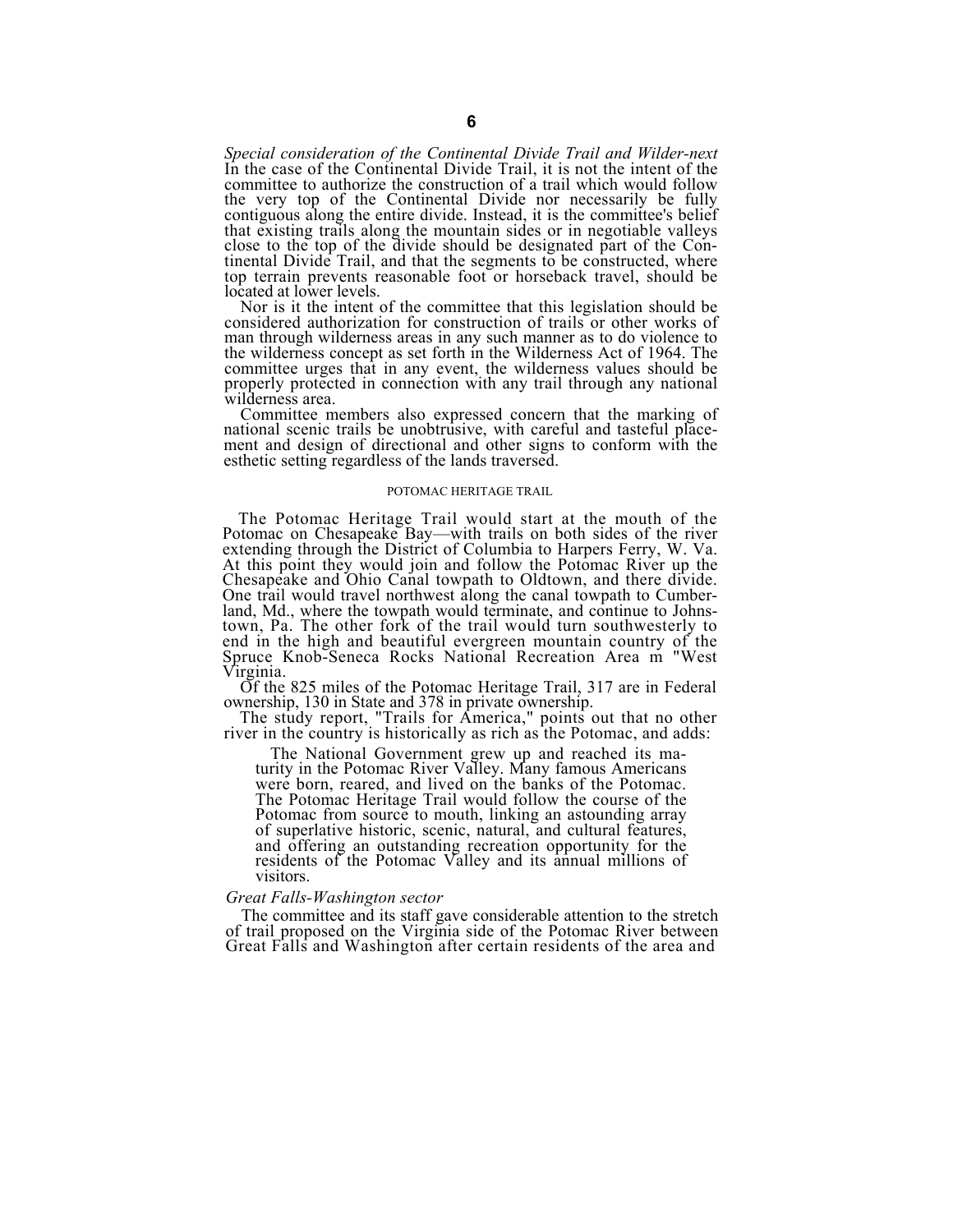*Special consideration of the Continental Divide Trail and Wilder-next*
In the case of the Continental Divide Trail, it is not the intent of the committee to authorize the construction of a trail which would follow the very top of the Continental Divide nor necessarily be fully contiguous along the entire divide. Instead, it is the committee's belief that existing trails along the mountain sides or in negotiable valleys close to the top of the divide should be designated part of the Continental Divide Trail, and that the segments to be constructed, where top terrain prevents reasonable foot or horseback travel, should be located at lower levels.

Nor is it the intent of the committee that this legislation should be considered authorization for construction of trails or other works of man through wilderness areas in any such manner as to do violence to the wilderness concept as set forth in the Wilderness Act of 1964. The committee urges that in any event, the wilderness values should be properly protected in connection with any trail through any national wilderness area.

Committee members also expressed concern that the marking of national scenic trails be unobtrusive, with careful and tasteful placement and design of directional and other signs to conform with the esthetic setting regardless of the lands traversed.

## POTOMAC HERITAGE TRAIL

The Potomac Heritage Trail would start at the mouth of the Potomac on Chesapeake Bay—with trails on both sides of the river extending through the District of Columbia to Harpers Ferry, W. Va. At this point they would join and follow the Potomac River up the Chesapeake and Ohio Canal towpath to Oldtown, and there divide. One trail would travel northwest along the canal towpath to Cumberland, Md., where the towpath would terminate, and continue to Johnstown, Pa. The other fork of the trail would turn southwesterly to end in the high and beautiful evergreen mountain country of the Spruce Knob-Seneca Rocks National Recreation Area m "West Virginia.

Of the 825 miles of the Potomac Heritage Trail, 317 are in Federal ownership, 130 in State and 378 in private ownership.

The study report, "Trails for America," points out that no other river in the country is historically as rich as the Potomac, and adds:

> The National Government grew up and reached its maturity in the Potomac River Valley. Many famous Americans were born, reared, and lived on the banks of the Potomac. The Potomac Heritage Trail would follow the course of the Potomac from source to mouth, linking an astounding array of superlative historic, scenic, natural, and cultural features, and offering an outstanding recreation opportunity for the residents of the Potomac Valley and its annual millions of visitors.

*Great Falls-Washington sector*

The committee and its staff gave considerable attention to the stretch of trail proposed on the Virginia side of the Potomac River between Great Falls and Washington after certain residents of the area and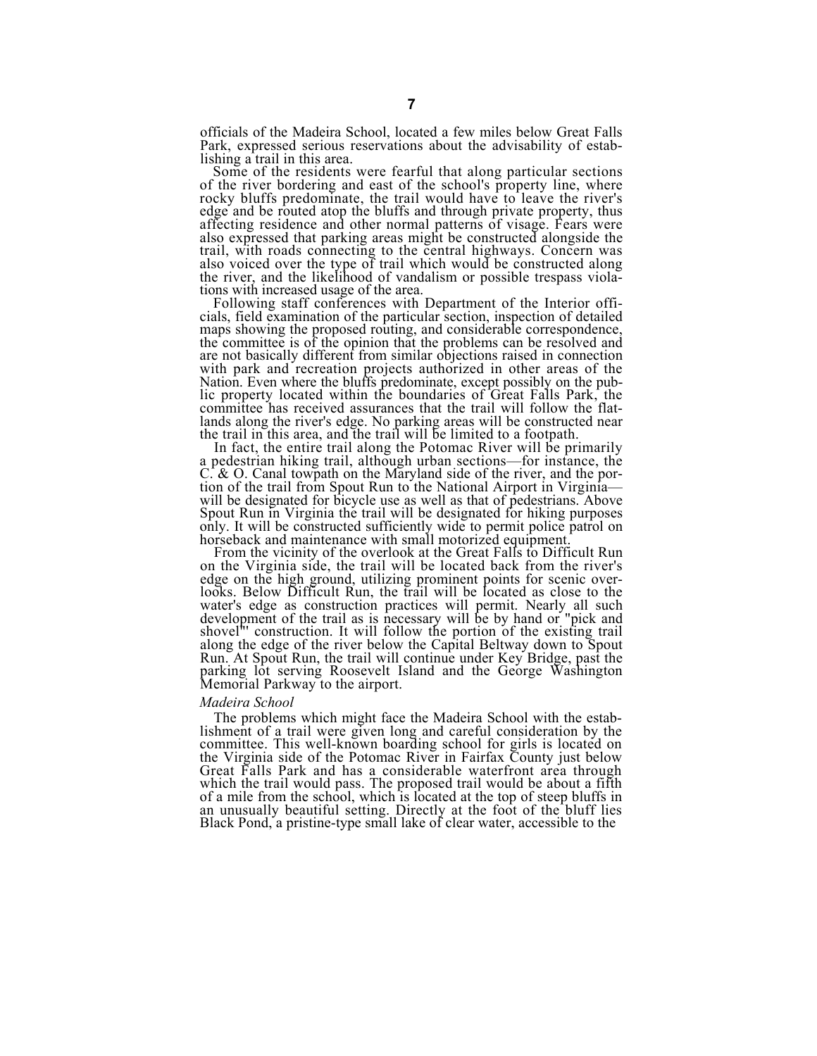officials of the Madeira School, located a few miles below Great Falls Park, expressed serious reservations about the advisability of establishing a trail in this area.

Some of the residents were fearful that along particular sections of the river bordering and east of the school's property line, where rocky bluffs predominate, the trail would have to leave the river's edge and be routed atop the bluffs and through private property, thus affecting residence and other normal patterns of visage. Fears were also expressed that parking areas might be constructed alongside the trail, with roads connecting to the central highways. Concern was also voiced over the type of trail which would be constructed along the river, and the likelihood of vandalism or possible trespass violations with increased usage of the area.

Following staff conferences with Department of the Interior officials, field examination of the particular section, inspection of detailed maps showing the proposed routing, and considerable correspondence, the committee is of the opinion that the problems can be resolved and are not basically different from similar objections raised in connection with park and recreation projects authorized in other areas of the Nation. Even where the bluffs predominate, except possibly on the public property located within the boundaries of Great Falls Park, the committee has received assurances that the trail will follow the flatlands along the river's edge. No parking areas will be constructed near the trail in this area, and the trail will be limited to a footpath.

In fact, the entire trail along the Potomac River will be primarily a pedestrian hiking trail, although urban sections—for instance, the C. & O. Canal towpath on the Maryland side of the river, and the portion of the trail from Spout Run to the National Airport in Virginia—will be designated for bicycle use as well as that of pedestrians. Above Spout Run in Virginia the trail will be designated for hiking purposes only. It will be constructed sufficiently wide to permit police patrol on horseback and maintenance with small motorized equipment.

From the vicinity of the overlook at the Great Falls to Difficult Run on the Virginia side, the trail will be located back from the river's edge on the high ground, utilizing prominent points for scenic overlooks. Below Difficult Run, the trail will be located as close to the water's edge as construction practices will permit. Nearly all such development of the trail as is necessary will be by hand or "pick and shovel" construction. It will follow the portion of the existing trail along the edge of the river below the Capital Beltway down to Spout Run. At Spout Run, the trail will continue under Key Bridge, past the parking lot serving Roosevelt Island and the George Washington Memorial Parkway to the airport.

*Madeira School*

The problems which might face the Madeira School with the establishment of a trail were given long and careful consideration by the committee. This well-known boarding school for girls is located on the Virginia side of the Potomac River in Fairfax County just below Great Falls Park and has a considerable waterfront area through which the trail would pass. The proposed trail would be about a fifth of a mile from the school, which is located at the top of steep bluffs in an unusually beautiful setting. Directly at the foot of the bluff lies Black Pond, a pristine-type small lake of clear water, accessible to the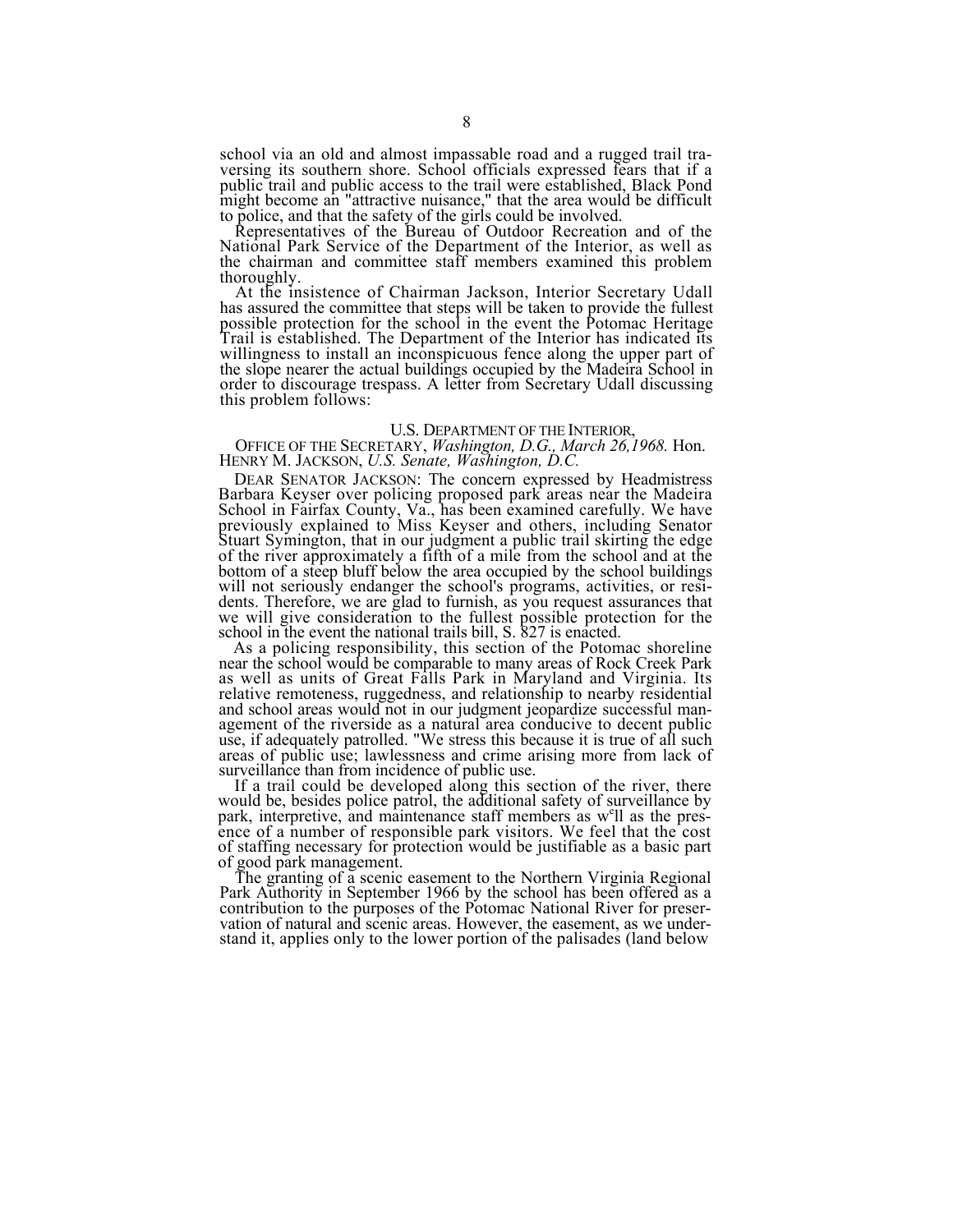school via an old and almost impassable road and a rugged trail traversing its southern shore. School officials expressed fears that if a public trail and public access to the trail were established, Black Pond might become an "attractive nuisance," that the area would be difficult to police, and that the safety of the girls could be involved.

Representatives of the Bureau of Outdoor Recreation and of the National Park Service of the Department of the Interior, as well as the chairman and committee staff members examined this problem thoroughly.

At the insistence of Chairman Jackson, Interior Secretary Udall has assured the committee that steps will be taken to provide the fullest possible protection for the school in the event the Potomac Heritage Trail is established. The Department of the Interior has indicated its willingness to install an inconspicuous fence along the upper part of the slope nearer the actual buildings occupied by the Madeira School in order to discourage trespass. A letter from Secretary Udall discussing this problem follows:

U.S. DEPARTMENT OF THE INTERIOR,
OFFICE OF THE SECRETARY, *Washington, D.G., March 26,1968.* Hon. HENRY M. JACKSON, *U.S. Senate, Washington, D.C.*

DEAR SENATOR JACKSON: The concern expressed by Headmistress Barbara Keyser over policing proposed park areas near the Madeira School in Fairfax County, Va., has been examined carefully. We have previously explained to Miss Keyser and others, including Senator Stuart Symington, that in our judgment a public trail skirting the edge of the river approximately a fifth of a mile from the school and at the bottom of a steep bluff below the area occupied by the school buildings will not seriously endanger the school's programs, activities, or residents. Therefore, we are glad to furnish, as you request assurances that we will give consideration to the fullest possible protection for the school in the event the national trails bill, S. 827 is enacted.

As a policing responsibility, this section of the Potomac shoreline near the school would be comparable to many areas of Rock Creek Park as well as units of Great Falls Park in Maryland and Virginia. Its relative remoteness, ruggedness, and relationship to nearby residential and school areas would not in our judgment jeopardize successful management of the riverside as a natural area conducive to decent public use, if adequately patrolled. "We stress this because it is true of all such areas of public use; lawlessness and crime arising more from lack of surveillance than from incidence of public use.

If a trail could be developed along this section of the river, there would be, besides police patrol, the additional safety of surveillance by park, interpretive, and maintenance staff members as well as the presence of a number of responsible park visitors. We feel that the cost of staffing necessary for protection would be justifiable as a basic part of good park management.

The granting of a scenic easement to the Northern Virginia Regional Park Authority in September 1966 by the school has been offered as a contribution to the purposes of the Potomac National River for preservation of natural and scenic areas. However, the easement, as we understand it, applies only to the lower portion of the palisades (land below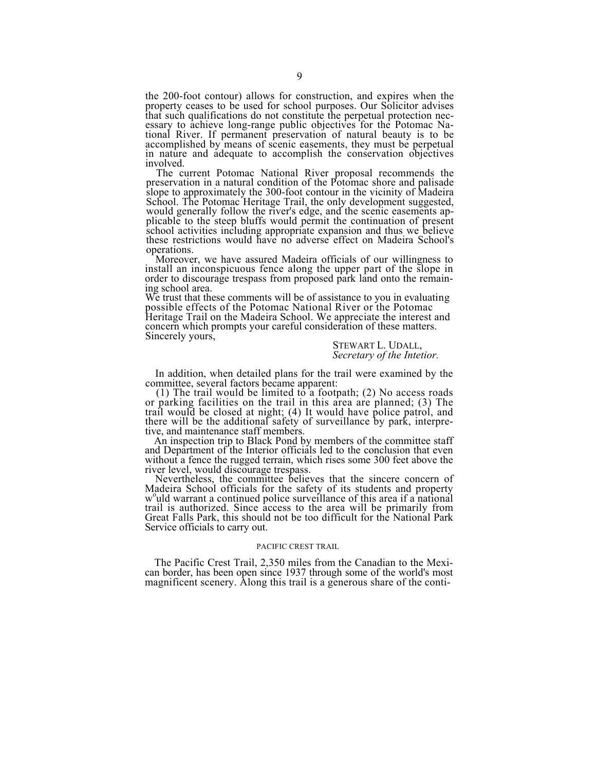the 200-foot contour) allows for construction, and expires when the property ceases to be used for school purposes. Our Solicitor advises that such qualifications do not constitute the perpetual protection necessary to achieve long-range public objectives for the Potomac National River. If permanent preservation of natural beauty is to be accomplished by means of scenic easements, they must be perpetual in nature and adequate to accomplish the conservation objectives involved.

The current Potomac National River proposal recommends the preservation in a natural condition of the Potomac shore and palisade slope to approximately the 300-foot contour in the vicinity of Madeira School. The Potomac Heritage Trail, the only development suggested, would generally follow the river's edge, and the scenic easements applicable to the steep bluffs would permit the continuation of present school activities including appropriate expansion and thus we believe these restrictions would have no adverse effect on Madeira School's operations.

Moreover, we have assured Madeira officials of our willingness to install an inconspicuous fence along the upper part of the slope in order to discourage trespass from proposed park land onto the remaining school area.

We trust that these comments will be of assistance to you in evaluating possible effects of the Potomac National River or the Potomac Heritage Trail on the Madeira School. We appreciate the interest and concern which prompts your careful consideration of these matters.

Sincerely yours,

STEWART L. UDALL,
*Secretary of the Intetior.*

In addition, when detailed plans for the trail were examined by the committee, several factors became apparent:

(1) The trail would be limited to a footpath; (2) No access roads or parking facilities on the trail in this area are planned; (3) The trail would be closed at night; (4) It would have police patrol, and there will be the additional safety of surveillance by park, interpretive, and maintenance staff members.

An inspection trip to Black Pond by members of the committee staff and Department of the Interior officials led to the conclusion that even without a fence the rugged terrain, which rises some 300 feet above the river level, would discourage trespass.

Nevertheless, the committee believes that the sincere concern of Madeira School officials for the safety of its students and property would warrant a continued police surveillance of this area if a national trail is authorized. Since access to the area will be primarily from Great Falls Park, this should not be too difficult for the National Park Service officials to carry out.

## PACIFIC CREST TRAIL

The Pacific Crest Trail, 2,350 miles from the Canadian to the Mexican border, has been open since 1937 through some of the world's most magnificent scenery. Along this trail is a generous share of the conti-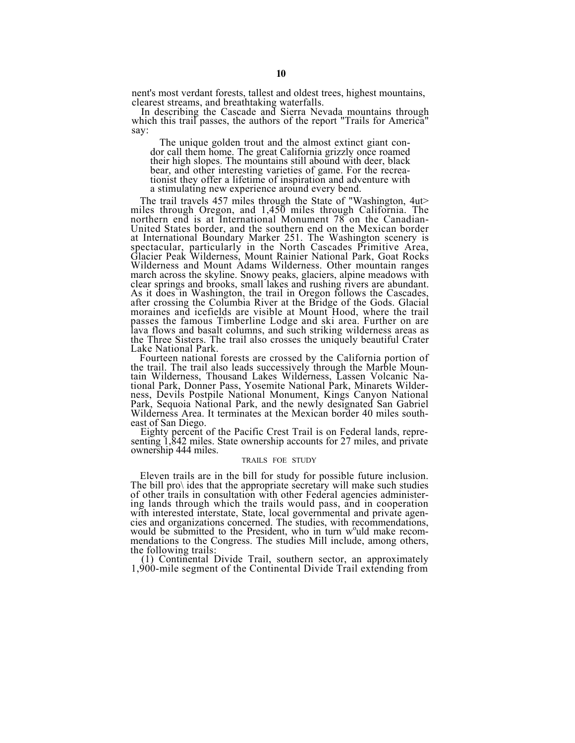nent's most verdant forests, tallest and oldest trees, highest mountains, clearest streams, and breathtaking waterfalls.

In describing the Cascade and Sierra Nevada mountains through which this trail passes, the authors of the report "Trails for America" say:

> The unique golden trout and the almost extinct giant condor call them home. The great California grizzly once roamed their high slopes. The mountains still abound with deer, black bear, and other interesting varieties of game. For the recreationist they offer a lifetime of inspiration and adventure with a stimulating new experience around every bend.

The trail travels 457 miles through the State of "Washington, 4ut> miles through Oregon, and 1,450 miles through California. The northern end is at International Monument 78 on the Canadian-United States border, and the southern end on the Mexican border at International Boundary Marker 251. The Washington scenery is spectacular, particularly in the North Cascades Primitive Area, Glacier Peak Wilderness, Mount Rainier National Park, Goat Rocks Wilderness and Mount Adams Wilderness. Other mountain ranges march across the skyline. Snowy peaks, glaciers, alpine meadows with clear springs and brooks, small lakes and rushing rivers are abundant. As it does in Washington, the trail in Oregon follows the Cascades, after crossing the Columbia River at the Bridge of the Gods. Glacial moraines and icefields are visible at Mount Hood, where the trail passes the famous Timberline Lodge and ski area. Further on are lava flows and basalt columns, and such striking wilderness areas as the Three Sisters. The trail also crosses the uniquely beautiful Crater Lake National Park.

Fourteen national forests are crossed by the California portion of the trail. The trail also leads successively through the Marble Mountain Wilderness, Thousand Lakes Wilderness, Lassen Volcanic National Park, Donner Pass, Yosemite National Park, Minarets Wilderness, Devils Postpile National Monument, Kings Canyon National Park, Sequoia National Park, and the newly designated San Gabriel Wilderness Area. It terminates at the Mexican border 40 miles southeast of San Diego.

Eighty percent of the Pacific Crest Trail is on Federal lands, representing 1,842 miles. State ownership accounts for 27 miles, and private ownership 444 miles.

## TRAILS FOE STUDY

Eleven trails are in the bill for study for possible future inclusion. The bill pro\ ides that the appropriate secretary will make such studies of other trails in consultation with other Federal agencies administering lands through which the trails would pass, and in cooperation with interested interstate, State, local governmental and private agencies and organizations concerned. The studies, with recommendations, would be submitted to the President, who in turn w°uld make recommendations to the Congress. The studies Mill include, among others, the following trails:

(1) Continental Divide Trail, southern sector, an approximately 1,900-mile segment of the Continental Divide Trail extending from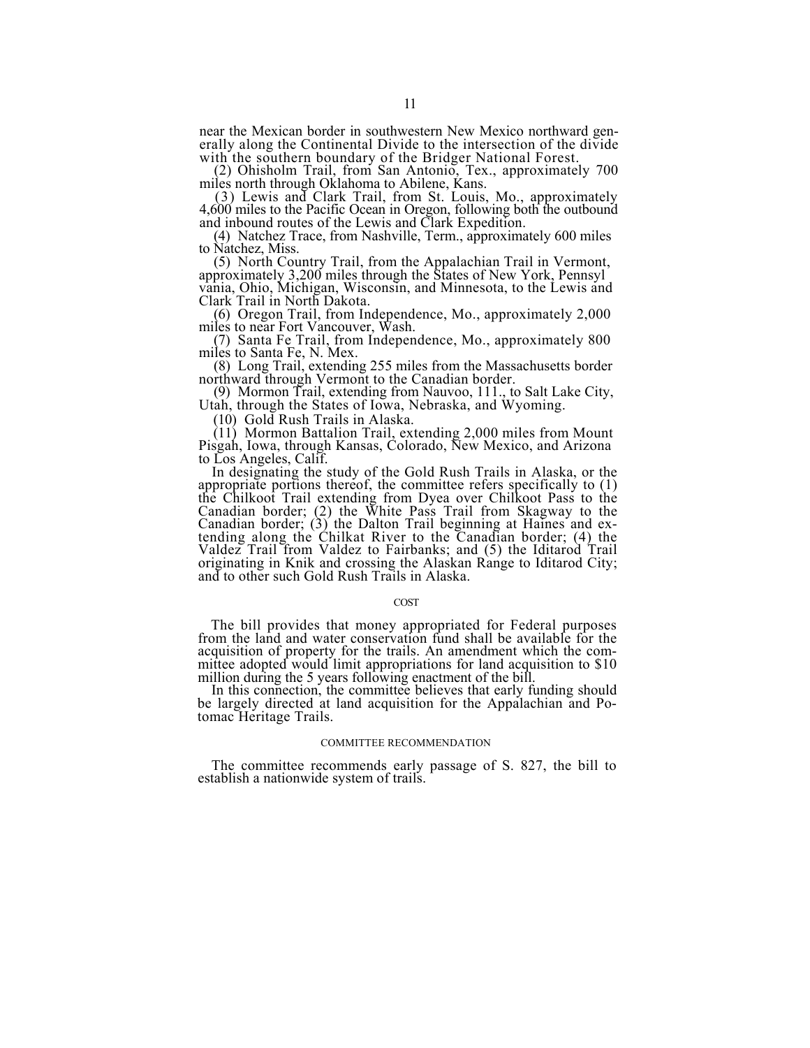near the Mexican border in southwestern New Mexico northward generally along the Continental Divide to the intersection of the divide with the southern boundary of the Bridger National Forest.

(2) Ohisholm Trail, from San Antonio, Tex., approximately 700 miles north through Oklahoma to Abilene, Kans.

(3) Lewis and Clark Trail, from St. Louis, Mo., approximately 4,600 miles to the Pacific Ocean in Oregon, following both the outbound and inbound routes of the Lewis and Clark Expedition.

(4) Natchez Trace, from Nashville, Term., approximately 600 miles to Natchez, Miss.

(5) North Country Trail, from the Appalachian Trail in Vermont, approximately 3,200 miles through the States of New York, Pennsyl vania, Ohio, Michigan, Wisconsin, and Minnesota, to the Lewis and Clark Trail in North Dakota.

(6) Oregon Trail, from Independence, Mo., approximately 2,000 miles to near Fort Vancouver, Wash.

(7) Santa Fe Trail, from Independence, Mo., approximately 800 miles to Santa Fe, N. Mex.

(8) Long Trail, extending 255 miles from the Massachusetts border northward through Vermont to the Canadian border.

(9) Mormon Trail, extending from Nauvoo, 111., to Salt Lake City, Utah, through the States of Iowa, Nebraska, and Wyoming.

(10) Gold Rush Trails in Alaska.

(11) Mormon Battalion Trail, extending 2,000 miles from Mount Pisgah, Iowa, through Kansas, Colorado, New Mexico, and Arizona to Los Angeles, Calif.

In designating the study of the Gold Rush Trails in Alaska, or the appropriate portions thereof, the committee refers specifically to (1) the Chilkoot Trail extending from Dyea over Chilkoot Pass to the Canadian border; (2) the White Pass Trail from Skagway to the Canadian border; (3) the Dalton Trail beginning at Haines and extending along the Chilkat River to the Canadian border; (4) the Valdez Trail from Valdez to Fairbanks; and (5) the Iditarod Trail originating in Knik and crossing the Alaskan Range to Iditarod City; and to other such Gold Rush Trails in Alaska.

## COST

The bill provides that money appropriated for Federal purposes from the land and water conservation fund shall be available for the acquisition of property for the trails. An amendment which the committee adopted would limit appropriations for land acquisition to $10 million during the 5 years following enactment of the bill.

In this connection, the committee believes that early funding should be largely directed at land acquisition for the Appalachian and Potomac Heritage Trails.

## COMMITTEE RECOMMENDATION

The committee recommends early passage of S. 827, the bill to establish a nationwide system of trails.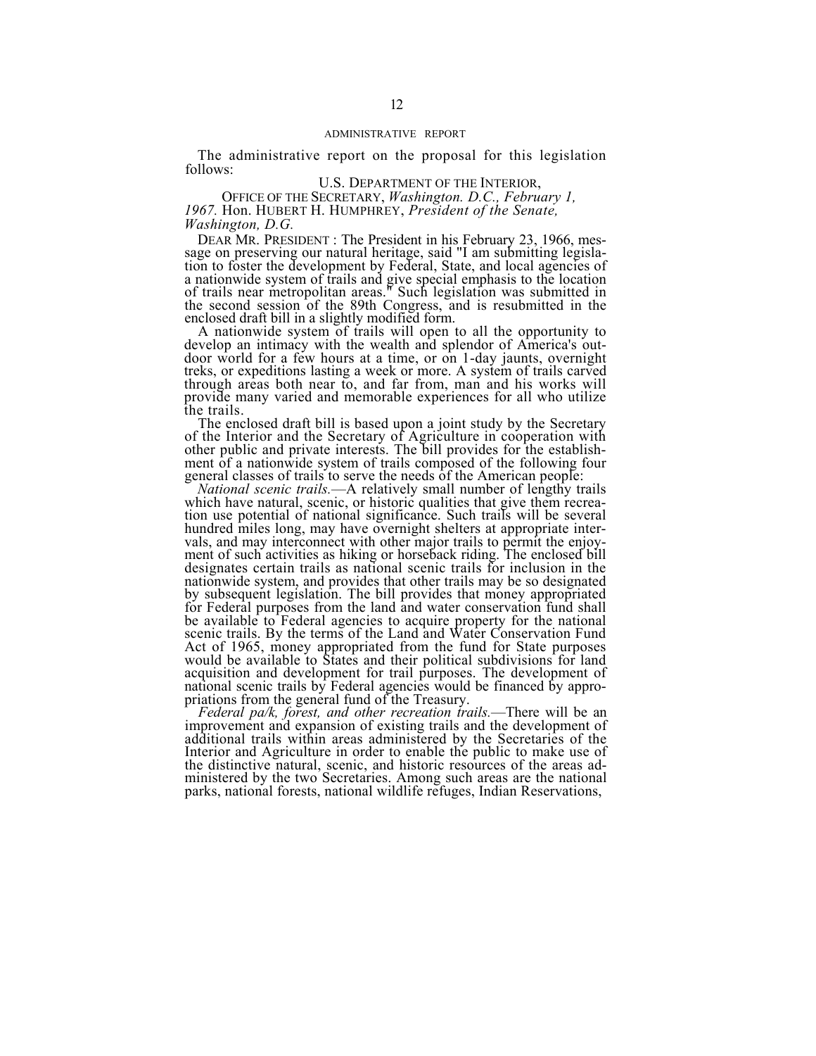## ADMINISTRATIVE REPORT

The administrative report on the proposal for this legislation follows:

U.S. DEPARTMENT OF THE INTERIOR,
OFFICE OF THE SECRETARY, *Washington. D.C., February 1, 1967.* Hon. HUBERT H. HUMPHREY, *President of the Senate, Washington, D.G.*

DEAR MR. PRESIDENT : The President in his February 23, 1966, message on preserving our natural heritage, said "I am submitting legislation to foster the development by Federal, State, and local agencies of a nationwide system of trails and give special emphasis to the location of trails near metropolitan areas." Such legislation was submitted in the second session of the 89th Congress, and is resubmitted in the enclosed draft bill in a slightly modified form.

A nationwide system of trails will open to all the opportunity to develop an intimacy with the wealth and splendor of America's outdoor world for a few hours at a time, or on 1-day jaunts, overnight treks, or expeditions lasting a week or more. A system of trails carved through areas both near to, and far from, man and his works will provide many varied and memorable experiences for all who utilize the trails.

The enclosed draft bill is based upon a joint study by the Secretary of the Interior and the Secretary of Agriculture in cooperation with other public and private interests. The bill provides for the establishment of a nationwide system of trails composed of the following four general classes of trails to serve the needs of the American people:

*National scenic trails.*—A relatively small number of lengthy trails which have natural, scenic, or historic qualities that give them recreation use potential of national significance. Such trails will be several hundred miles long, may have overnight shelters at appropriate intervals, and may interconnect with other major trails to permit the enjoyment of such activities as hiking or horseback riding. The enclosed bill designates certain trails as national scenic trails for inclusion in the nationwide system, and provides that other trails may be so designated by subsequent legislation. The bill provides that money appropriated for Federal purposes from the land and water conservation fund shall be available to Federal agencies to acquire property for the national scenic trails. By the terms of the Land and Water Conservation Fund Act of 1965, money appropriated from the fund for State purposes would be available to States and their political subdivisions for land acquisition and development for trail purposes. The development of national scenic trails by Federal agencies would be financed by appropriations from the general fund of the Treasury.

*Federal pa/k, forest, and other recreation trails.*—There will be an improvement and expansion of existing trails and the development of additional trails within areas administered by the Secretaries of the Interior and Agriculture in order to enable the public to make use of the distinctive natural, scenic, and historic resources of the areas administered by the two Secretaries. Among such areas are the national parks, national forests, national wildlife refuges, Indian Reservations,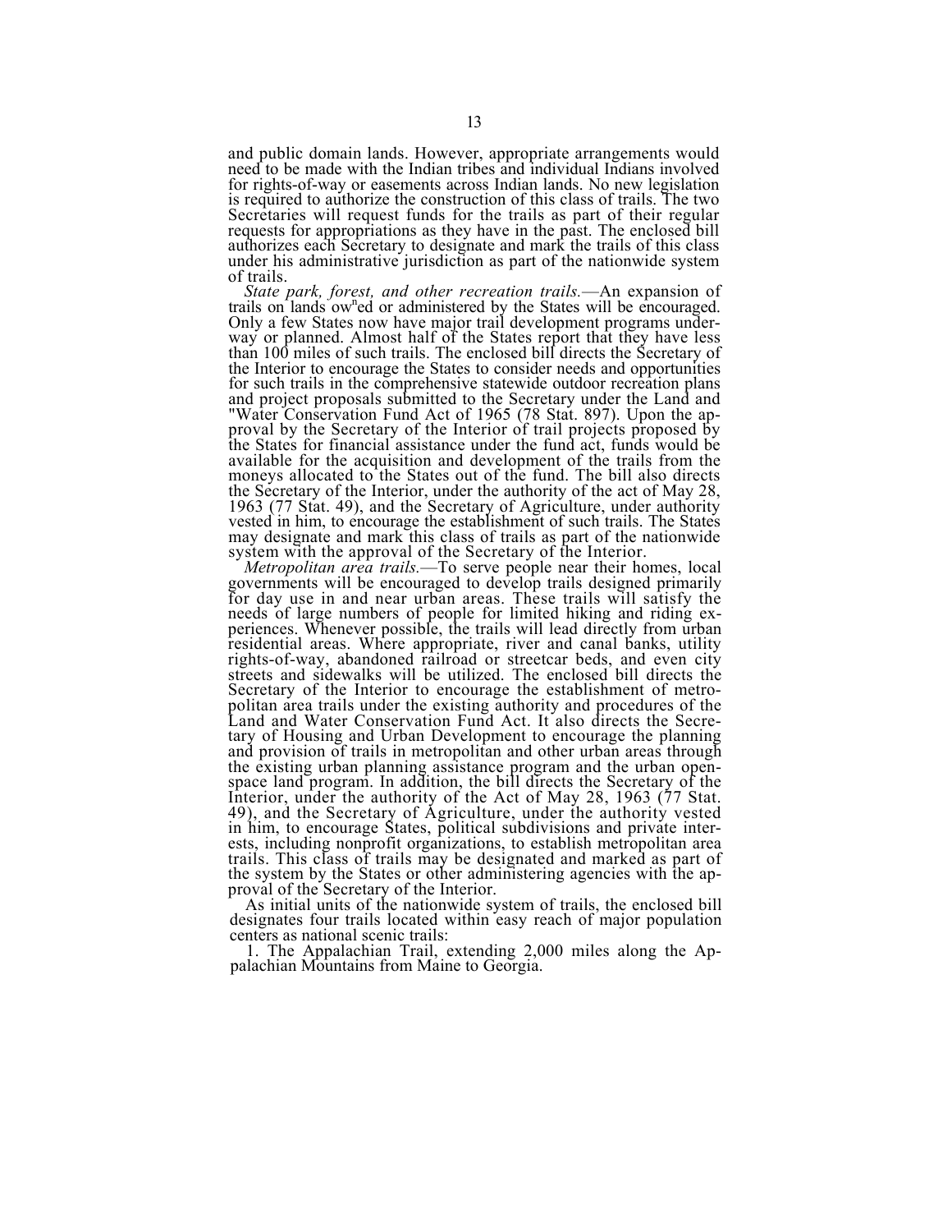and public domain lands. However, appropriate arrangements would need to be made with the Indian tribes and individual Indians involved for rights-of-way or easements across Indian lands. No new legislation is required to authorize the construction of this class of trails. The two Secretaries will request funds for the trails as part of their regular requests for appropriations as they have in the past. The enclosed bill authorizes each Secretary to designate and mark the trails of this class under his administrative jurisdiction as part of the nationwide system of trails.

*State park, forest, and other recreation trails.*—An expansion of trails on lands owned or administered by the States will be encouraged. Only a few States now have major trail development programs underway or planned. Almost half of the States report that they have less than 100 miles of such trails. The enclosed bill directs the Secretary of the Interior to encourage the States to consider needs and opportunities for such trails in the comprehensive statewide outdoor recreation plans and project proposals submitted to the Secretary under the Land and "Water Conservation Fund Act of 1965 (78 Stat. 897). Upon the approval by the Secretary of the Interior of trail projects proposed by the States for financial assistance under the fund act, funds would be available for the acquisition and development of the trails from the moneys allocated to the States out of the fund. The bill also directs the Secretary of the Interior, under the authority of the act of May 28, 1963 (77 Stat. 49), and the Secretary of Agriculture, under authority vested in him, to encourage the establishment of such trails. The States may designate and mark this class of trails as part of the nationwide system with the approval of the Secretary of the Interior.

*Metropolitan area trails.*—To serve people near their homes, local governments will be encouraged to develop trails designed primarily for day use in and near urban areas. These trails will satisfy the needs of large numbers of people for limited hiking and riding experiences. Whenever possible, the trails will lead directly from urban residential areas. Where appropriate, river and canal banks, utility rights-of-way, abandoned railroad or streetcar beds, and even city streets and sidewalks will be utilized. The enclosed bill directs the Secretary of the Interior to encourage the establishment of metropolitan area trails under the existing authority and procedures of the Land and Water Conservation Fund Act. It also directs the Secretary of Housing and Urban Development to encourage the planning and provision of trails in metropolitan and other urban areas through the existing urban planning assistance program and the urban open-space land program. In addition, the bill directs the Secretary of the Interior, under the authority of the Act of May 28, 1963 (77 Stat. 49), and the Secretary of Agriculture, under the authority vested in him, to encourage States, political subdivisions and private interests, including nonprofit organizations, to establish metropolitan area trails. This class of trails may be designated and marked as part of the system by the States or other administering agencies with the approval of the Secretary of the Interior.

As initial units of the nationwide system of trails, the enclosed bill designates four trails located within easy reach of major population centers as national scenic trails:

1. The Appalachian Trail, extending 2,000 miles along the Appalachian Mountains from Maine to Georgia.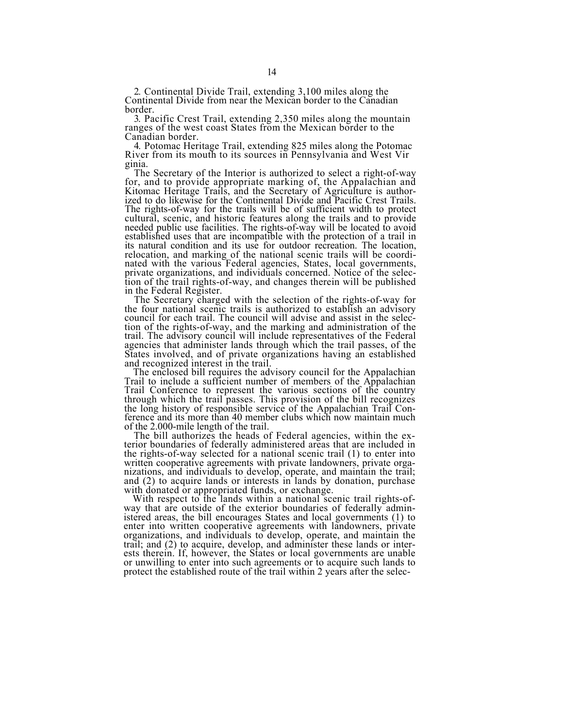2. Continental Divide Trail, extending 3,100 miles along the Continental Divide from near the Mexican border to the Canadian border.

3. Pacific Crest Trail, extending 2,350 miles along the mountain ranges of the west coast States from the Mexican border to the Canadian border.

4. Potomac Heritage Trail, extending 825 miles along the Potomac River from its mouth to its sources in Pennsylvania and West Virginia.

The Secretary of the Interior is authorized to select a right-of-way for, and to provide appropriate marking of, the Appalachian and Kitomac Heritage Trails, and the Secretary of Agriculture is authorized to do likewise for the Continental Divide and Pacific Crest Trails. The rights-of-way for the trails will be of sufficient width to protect cultural, scenic, and historic features along the trails and to provide needed public use facilities. The rights-of-way will be located to avoid established uses that are incompatible with the protection of a trail in its natural condition and its use for outdoor recreation. The location, relocation, and marking of the national scenic trails will be coordinated with the various Federal agencies, States, local governments, private organizations, and individuals concerned. Notice of the selection of the trail rights-of-way, and changes therein will be published in the Federal Register.

The Secretary charged with the selection of the rights-of-way for the four national scenic trails is authorized to establish an advisory council for each trail. The council will advise and assist in the selection of the rights-of-way, and the marking and administration of the trail. The advisory council will include representatives of the Federal agencies that administer lands through which the trail passes, of the States involved, and of private organizations having an established and recognized interest in the trail.

The enclosed bill requires the advisory council for the Appalachian Trail to include a sufficient number of members of the Appalachian Trail Conference to represent the various sections of the country through which the trail passes. This provision of the bill recognizes the long history of responsible service of the Appalachian Trail Conference and its more than 40 member clubs which now maintain much of the 2,000-mile length of the trail.

The bill authorizes the heads of Federal agencies, within the exterior boundaries of federally administered areas that are included in the rights-of-way selected for a national scenic trail (1) to enter into written cooperative agreements with private landowners, private organizations, and individuals to develop, operate, and maintain the trail; and (2) to acquire lands or interests in lands by donation, purchase with donated or appropriated funds, or exchange.

With respect to the lands within a national scenic trail rights-of-way that are outside of the exterior boundaries of federally administered areas, the bill encourages States and local governments (1) to enter into written cooperative agreements with landowners, private organizations, and individuals to develop, operate, and maintain the trail; and (2) to acquire, develop, and administer these lands or interests therein. If, however, the States or local governments are unable or unwilling to enter into such agreements or to acquire such lands to protect the established route of the trail within 2 years after the selec-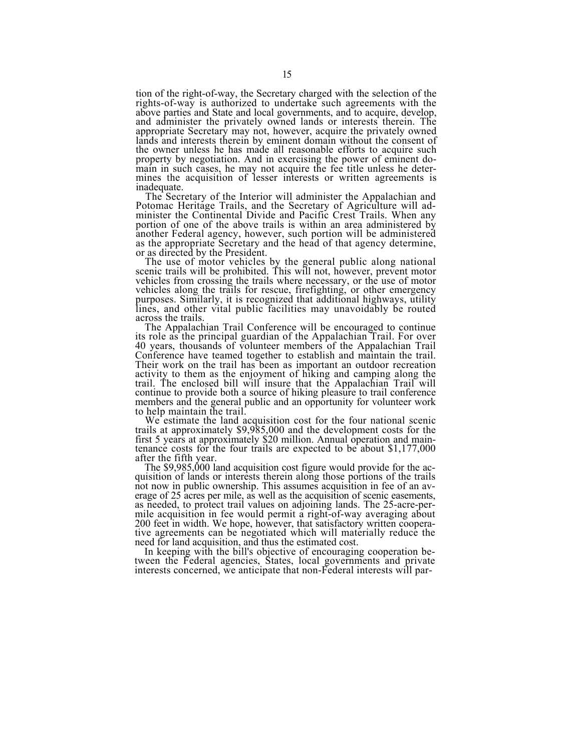tion of the right-of-way, the Secretary charged with the selection of the rights-of-way is authorized to undertake such agreements with the above parties and State and local governments, and to acquire, develop, and administer the privately owned lands or interests therein. The appropriate Secretary may not, however, acquire the privately owned lands and interests therein by eminent domain without the consent of the owner unless he has made all reasonable efforts to acquire such property by negotiation. And in exercising the power of eminent domain in such cases, he may not acquire the fee title unless he determines the acquisition of lesser interests or written agreements is inadequate.

The Secretary of the Interior will administer the Appalachian and Potomac Heritage Trails, and the Secretary of Agriculture will administer the Continental Divide and Pacific Crest Trails. When any portion of one of the above trails is within an area administered by another Federal agency, however, such portion will be administered as the appropriate Secretary and the head of that agency determine, or as directed by the President.

The use of motor vehicles by the general public along national scenic trails will be prohibited. This will not, however, prevent motor vehicles from crossing the trails where necessary, or the use of motor vehicles along the trails for rescue, firefighting, or other emergency purposes. Similarly, it is recognized that additional highways, utility lines, and other vital public facilities may unavoidably be routed across the trails.

The Appalachian Trail Conference will be encouraged to continue its role as the principal guardian of the Appalachian Trail. For over 40 years, thousands of volunteer members of the Appalachian Trail Conference have teamed together to establish and maintain the trail. Their work on the trail has been as important an outdoor recreation activity to them as the enjoyment of hiking and camping along the trail. The enclosed bill will insure that the Appalachian Trail will continue to provide both a source of hiking pleasure to trail conference members and the general public and an opportunity for volunteer work to help maintain the trail.

We estimate the land acquisition cost for the four national scenic trails at approximately $9,985,000 and the development costs for the first 5 years at approximately $20 million. Annual operation and maintenance costs for the four trails are expected to be about $1,177,000 after the fifth year.

The $9,985,000 land acquisition cost figure would provide for the acquisition of lands or interests therein along those portions of the trails not now in public ownership. This assumes acquisition in fee of an average of 25 acres per mile, as well as the acquisition of scenic easements, as needed, to protect trail values on adjoining lands. The 25-acre-per-mile acquisition in fee would permit a right-of-way averaging about 200 feet in width. We hope, however, that satisfactory written cooperative agreements can be negotiated which will materially reduce the need for land acquisition, and thus the estimated cost.

In keeping with the bill's objective of encouraging cooperation between the Federal agencies, States, local governments and private interests concerned, we anticipate that non-Federal interests will par-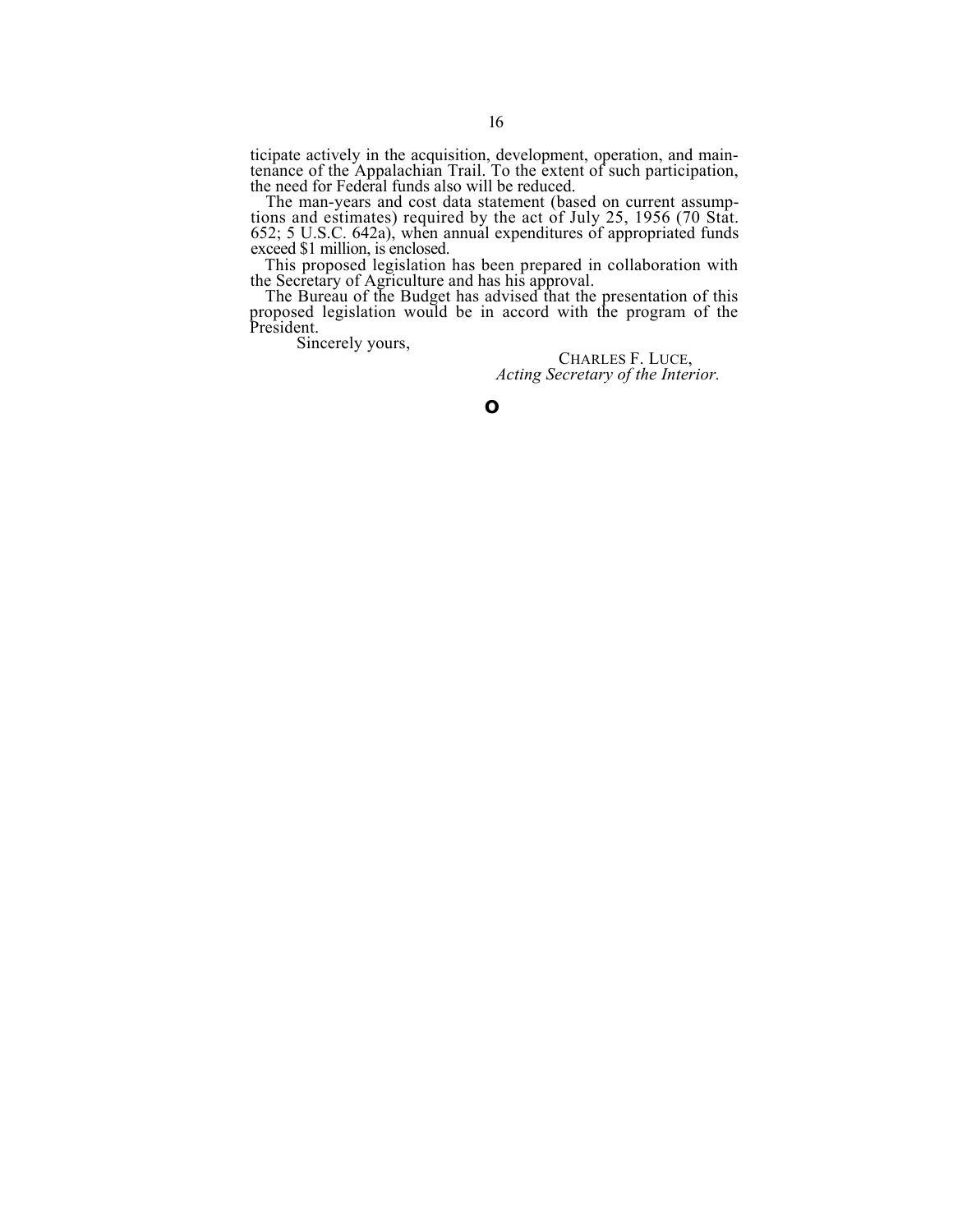ticipate actively in the acquisition, development, operation, and maintenance of the Appalachian Trail. To the extent of such participation, the need for Federal funds also will be reduced.

The man-years and cost data statement (based on current assumptions and estimates) required by the act of July 25, 1956 (70 Stat. 652; 5 U.S.C. 642a), when annual expenditures of appropriated funds exceed $1 million, is enclosed.

This proposed legislation has been prepared in collaboration with the Secretary of Agriculture and has his approval.

The Bureau of the Budget has advised that the presentation of this proposed legislation would be in accord with the program of the President.

Sincerely yours,

CHARLES F. LUCE,
*Acting Secretary of the Interior.*

O